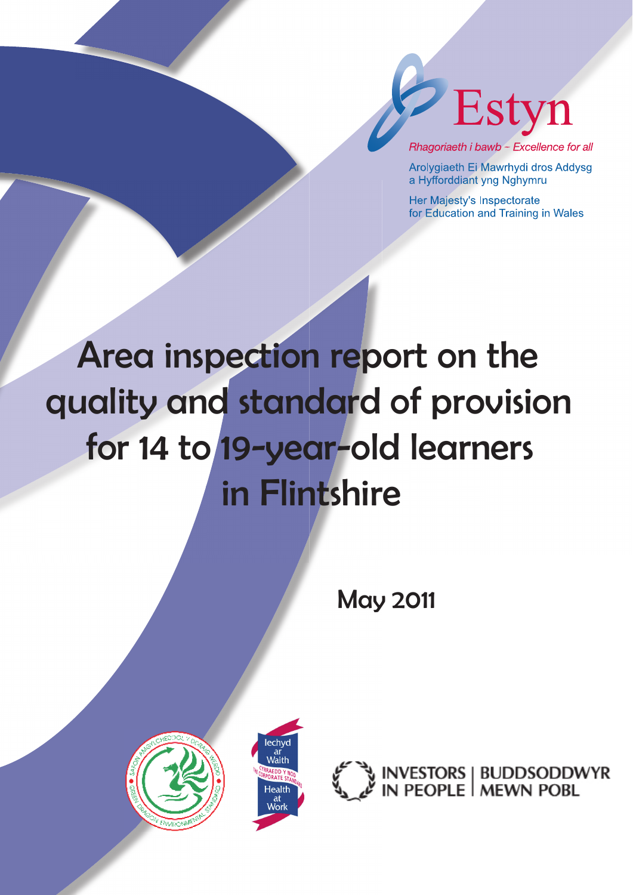Estyn

*Rhagoriaeth i bawb – Excellence for all*

Arolygiaeth Ei Mawrhydi dros Addysg a Hyfforddiant yng Nghymru

Her Majesty's Inspectorate for Education and Training in Wales

# Area inspection report on the quality and standard of provision for 14 to 19-year-old learners in Flintshire

May 2011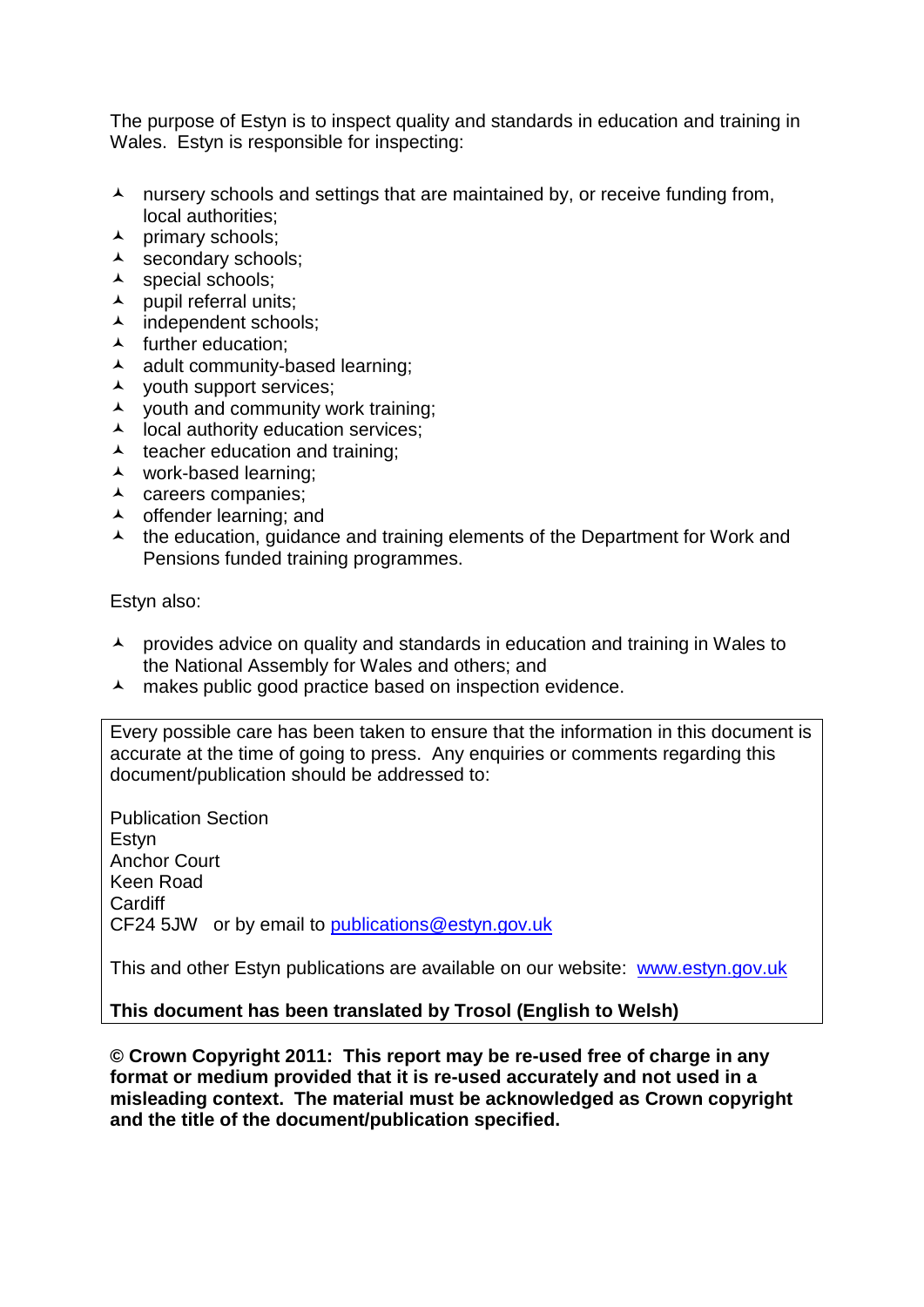The purpose of Estyn is to inspect quality and standards in education and training in Wales. Estyn is responsible for inspecting:

- nursery schools and settings that are maintained by, or receive funding from, local authorities;
- primary schools;
- secondary schools;
- special schools;
- pupil referral units;
- independent schools;
- further education;
- adult community-based learning;
- youth support services;
- youth and community work training;
- local authority education services;
- teacher education and training;
- work-based learning;
- careers companies;
- offender learning; and
- the education, guidance and training elements of the Department for Work and Pensions funded training programmes.

Estyn also:

- provides advice on quality and standards in education and training in Wales to the National Assembly for Wales and others; and
- makes public good practice based on inspection evidence.

Every possible care has been taken to ensure that the information in this document is accurate at the time of going to press. Any enquiries or comments regarding this document/publication should be addressed to:

Publication Section
Estyn
Anchor Court
Keen Road
Cardiff
CF24 5JW or by email to publications@estyn.gov.uk

This and other Estyn publications are available on our website: www.estyn.gov.uk

**This document has been translated by Trosol (English to Welsh)**

**© Crown Copyright 2011: This report may be re-used free of charge in any format or medium provided that it is re-used accurately and not used in a misleading context. The material must be acknowledged as Crown copyright and the title of the document/publication specified.**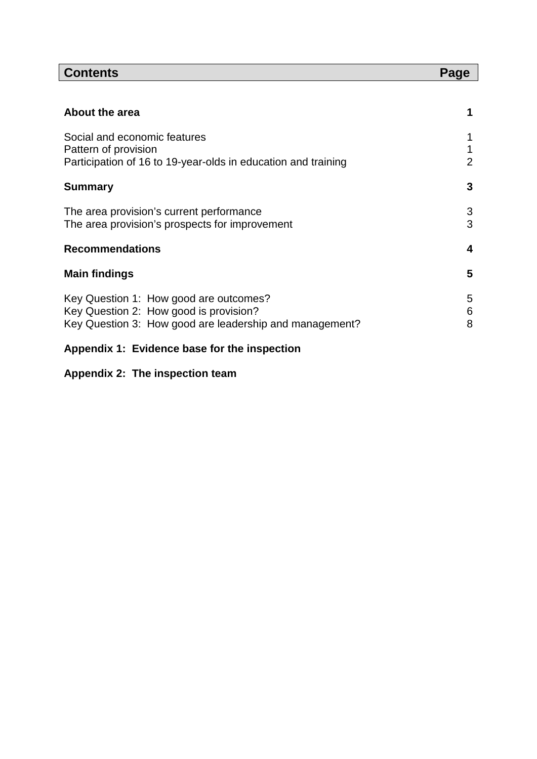| **Contents** | **Page** |
|---|---|
| **About the area** | **1** |
| Social and economic features | 1 |
| Pattern of provision | 1 |
| Participation of 16 to 19-year-olds in education and training | 2 |
| **Summary** | **3** |
| The area provision's current performance | 3 |
| The area provision's prospects for improvement | 3 |
| **Recommendations** | **4** |
| **Main findings** | **5** |
| Key Question 1: How good are outcomes? | 5 |
| Key Question 2: How good is provision? | 6 |
| Key Question 3: How good are leadership and management? | 8 |
| **Appendix 1: Evidence base for the inspection** | |
| **Appendix 2: The inspection team** | |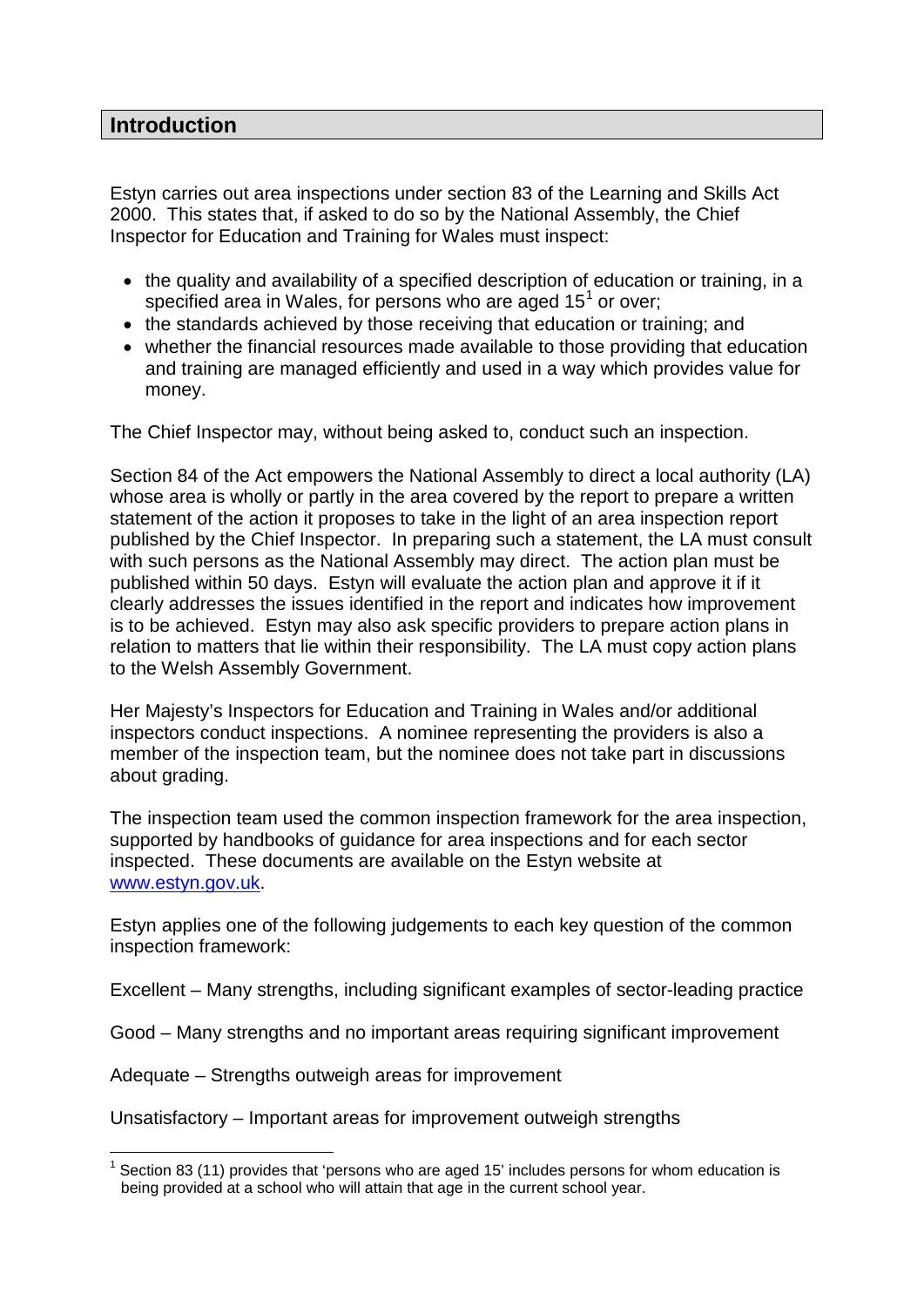## Introduction

Estyn carries out area inspections under section 83 of the Learning and Skills Act 2000. This states that, if asked to do so by the National Assembly, the Chief Inspector for Education and Training for Wales must inspect:

- the quality and availability of a specified description of education or training, in a specified area in Wales, for persons who are aged 15[1] or over;
- the standards achieved by those receiving that education or training; and
- whether the financial resources made available to those providing that education and training are managed efficiently and used in a way which provides value for money.

The Chief Inspector may, without being asked to, conduct such an inspection.

Section 84 of the Act empowers the National Assembly to direct a local authority (LA) whose area is wholly or partly in the area covered by the report to prepare a written statement of the action it proposes to take in the light of an area inspection report published by the Chief Inspector. In preparing such a statement, the LA must consult with such persons as the National Assembly may direct. The action plan must be published within 50 days. Estyn will evaluate the action plan and approve it if it clearly addresses the issues identified in the report and indicates how improvement is to be achieved. Estyn may also ask specific providers to prepare action plans in relation to matters that lie within their responsibility. The LA must copy action plans to the Welsh Assembly Government.

Her Majesty's Inspectors for Education and Training in Wales and/or additional inspectors conduct inspections. A nominee representing the providers is also a member of the inspection team, but the nominee does not take part in discussions about grading.

The inspection team used the common inspection framework for the area inspection, supported by handbooks of guidance for area inspections and for each sector inspected. These documents are available on the Estyn website at www.estyn.gov.uk.

Estyn applies one of the following judgements to each key question of the common inspection framework:

Excellent – Many strengths, including significant examples of sector-leading practice

Good – Many strengths and no important areas requiring significant improvement

Adequate – Strengths outweigh areas for improvement

Unsatisfactory – Important areas for improvement outweigh strengths

[1] Section 83 (11) provides that 'persons who are aged 15' includes persons for whom education is being provided at a school who will attain that age in the current school year.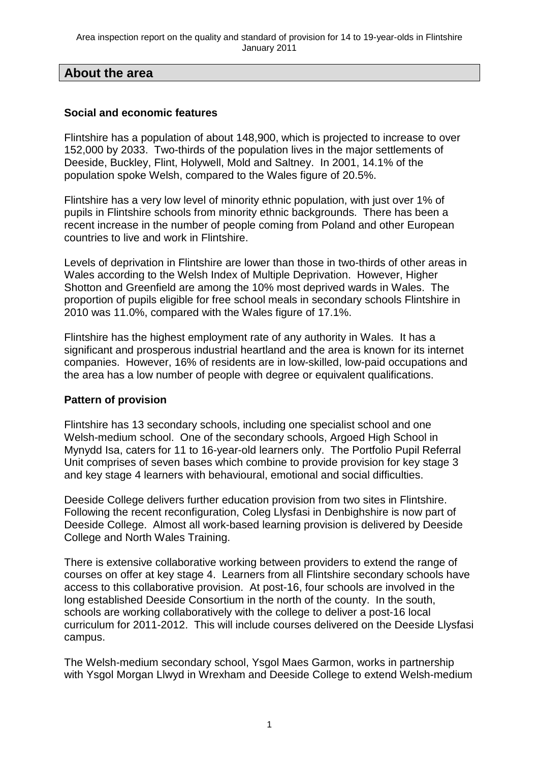## About the area

### Social and economic features

Flintshire has a population of about 148,900, which is projected to increase to over 152,000 by 2033. Two-thirds of the population lives in the major settlements of Deeside, Buckley, Flint, Holywell, Mold and Saltney. In 2001, 14.1% of the population spoke Welsh, compared to the Wales figure of 20.5%.

Flintshire has a very low level of minority ethnic population, with just over 1% of pupils in Flintshire schools from minority ethnic backgrounds. There has been a recent increase in the number of people coming from Poland and other European countries to live and work in Flintshire.

Levels of deprivation in Flintshire are lower than those in two-thirds of other areas in Wales according to the Welsh Index of Multiple Deprivation. However, Higher Shotton and Greenfield are among the 10% most deprived wards in Wales. The proportion of pupils eligible for free school meals in secondary schools Flintshire in 2010 was 11.0%, compared with the Wales figure of 17.1%.

Flintshire has the highest employment rate of any authority in Wales. It has a significant and prosperous industrial heartland and the area is known for its internet companies. However, 16% of residents are in low-skilled, low-paid occupations and the area has a low number of people with degree or equivalent qualifications.

### Pattern of provision

Flintshire has 13 secondary schools, including one specialist school and one Welsh-medium school. One of the secondary schools, Argoed High School in Mynydd Isa, caters for 11 to 16-year-old learners only. The Portfolio Pupil Referral Unit comprises of seven bases which combine to provide provision for key stage 3 and key stage 4 learners with behavioural, emotional and social difficulties.

Deeside College delivers further education provision from two sites in Flintshire. Following the recent reconfiguration, Coleg Llysfasi in Denbighshire is now part of Deeside College. Almost all work-based learning provision is delivered by Deeside College and North Wales Training.

There is extensive collaborative working between providers to extend the range of courses on offer at key stage 4. Learners from all Flintshire secondary schools have access to this collaborative provision. At post-16, four schools are involved in the long established Deeside Consortium in the north of the county. In the south, schools are working collaboratively with the college to deliver a post-16 local curriculum for 2011-2012. This will include courses delivered on the Deeside Llysfasi campus.

The Welsh-medium secondary school, Ysgol Maes Garmon, works in partnership with Ysgol Morgan Llwyd in Wrexham and Deeside College to extend Welsh-medium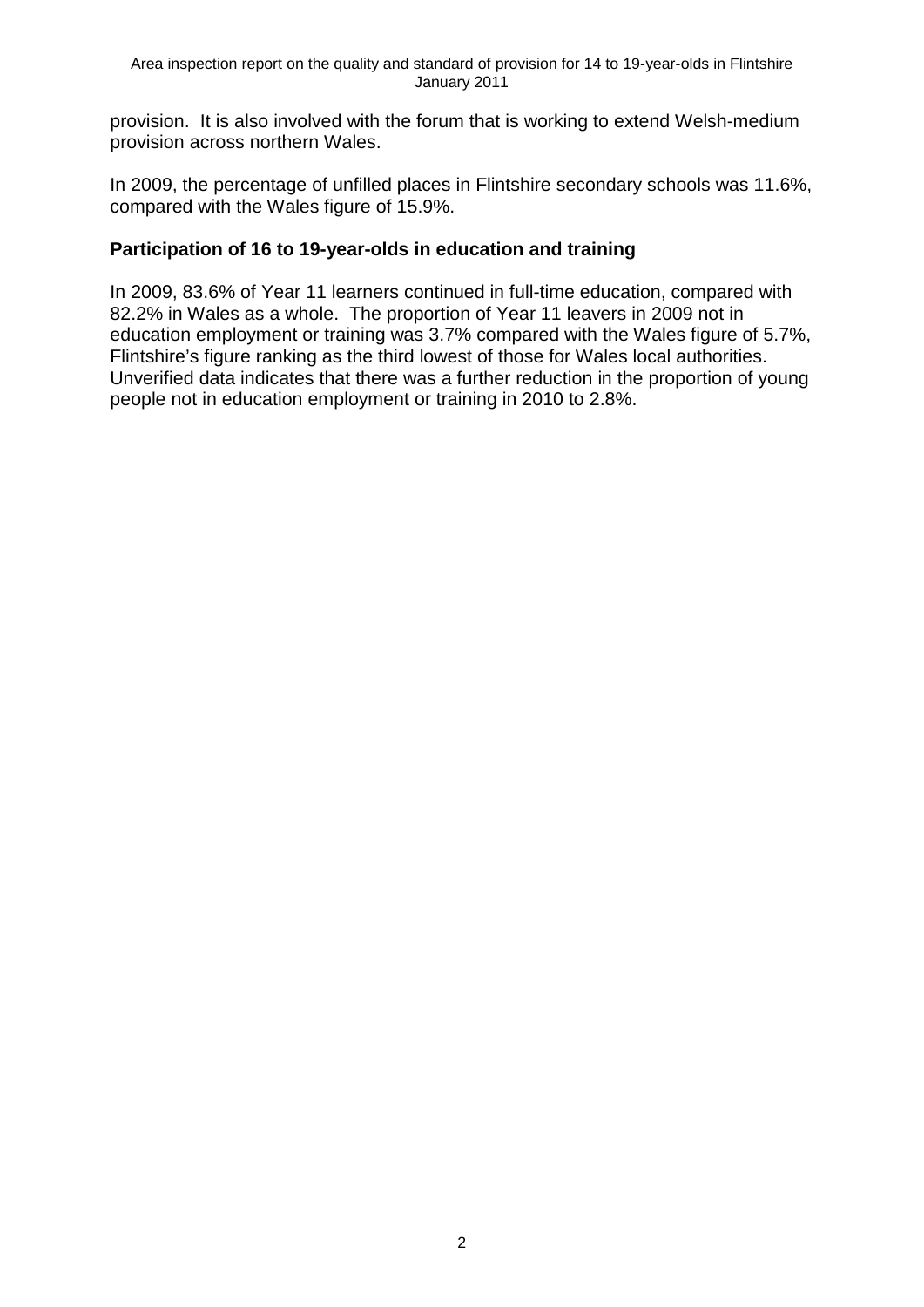provision. It is also involved with the forum that is working to extend Welsh-medium provision across northern Wales.

In 2009, the percentage of unfilled places in Flintshire secondary schools was 11.6%, compared with the Wales figure of 15.9%.

### Participation of 16 to 19-year-olds in education and training

In 2009, 83.6% of Year 11 learners continued in full-time education, compared with 82.2% in Wales as a whole. The proportion of Year 11 leavers in 2009 not in education employment or training was 3.7% compared with the Wales figure of 5.7%, Flintshire's figure ranking as the third lowest of those for Wales local authorities. Unverified data indicates that there was a further reduction in the proportion of young people not in education employment or training in 2010 to 2.8%.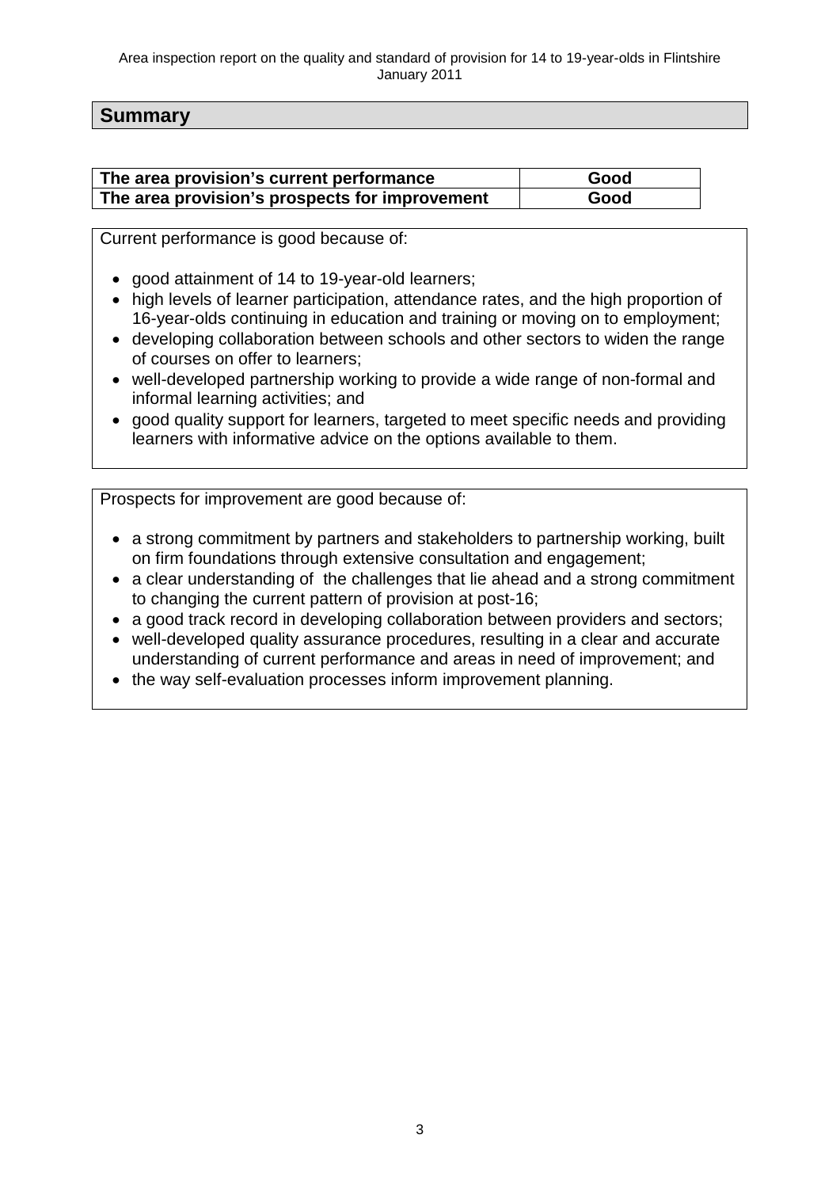## Summary

| The area provision's current performance | Good |
|---|---|
| The area provision's prospects for improvement | Good |

Current performance is good because of:

- good attainment of 14 to 19-year-old learners;
- high levels of learner participation, attendance rates, and the high proportion of 16-year-olds continuing in education and training or moving on to employment;
- developing collaboration between schools and other sectors to widen the range of courses on offer to learners;
- well-developed partnership working to provide a wide range of non-formal and informal learning activities; and
- good quality support for learners, targeted to meet specific needs and providing learners with informative advice on the options available to them.

Prospects for improvement are good because of:

- a strong commitment by partners and stakeholders to partnership working, built on firm foundations through extensive consultation and engagement;
- a clear understanding of the challenges that lie ahead and a strong commitment to changing the current pattern of provision at post-16;
- a good track record in developing collaboration between providers and sectors;
- well-developed quality assurance procedures, resulting in a clear and accurate understanding of current performance and areas in need of improvement; and
- the way self-evaluation processes inform improvement planning.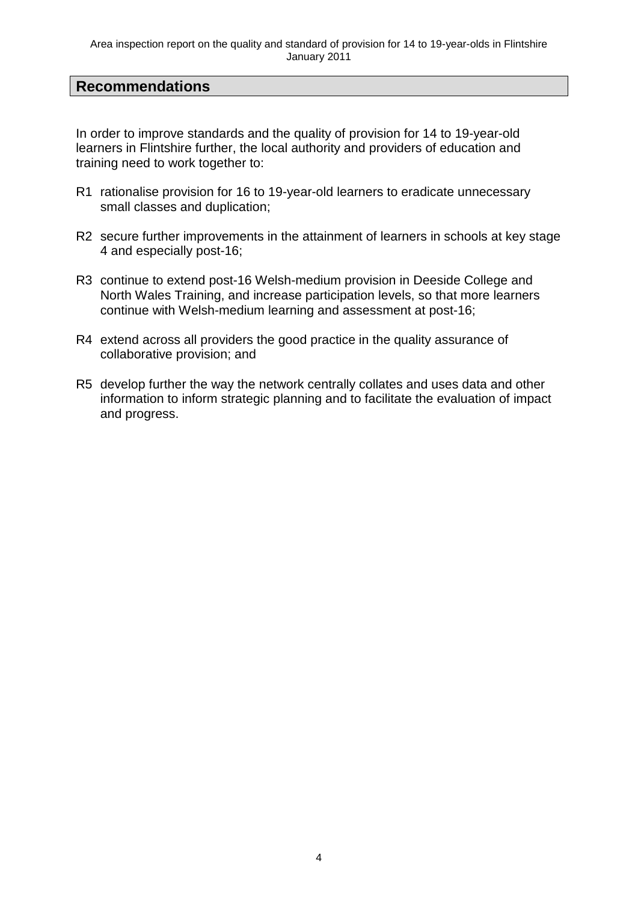## Recommendations

In order to improve standards and the quality of provision for 14 to 19-year-old learners in Flintshire further, the local authority and providers of education and training need to work together to:

- R1 rationalise provision for 16 to 19-year-old learners to eradicate unnecessary small classes and duplication;
- R2 secure further improvements in the attainment of learners in schools at key stage 4 and especially post-16;
- R3 continue to extend post-16 Welsh-medium provision in Deeside College and North Wales Training, and increase participation levels, so that more learners continue with Welsh-medium learning and assessment at post-16;
- R4 extend across all providers the good practice in the quality assurance of collaborative provision; and
- R5 develop further the way the network centrally collates and uses data and other information to inform strategic planning and to facilitate the evaluation of impact and progress.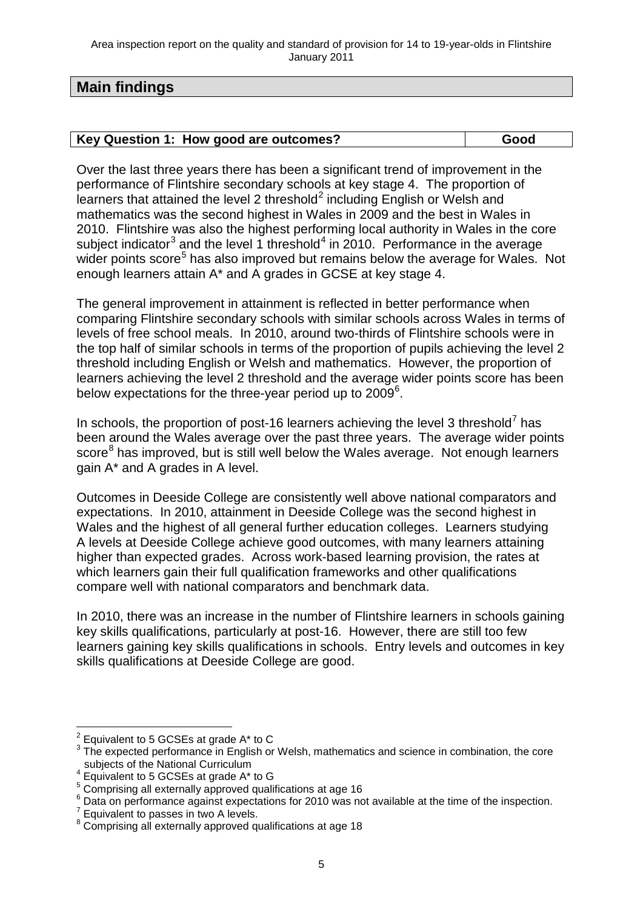## Main findings

| Key Question 1: How good are outcomes? | Good |
|---|---|

Over the last three years there has been a significant trend of improvement in the performance of Flintshire secondary schools at key stage 4. The proportion of learners that attained the level 2 threshold[2] including English or Welsh and mathematics was the second highest in Wales in 2009 and the best in Wales in 2010. Flintshire was also the highest performing local authority in Wales in the core subject indicator[3] and the level 1 threshold[4] in 2010. Performance in the average wider points score[5] has also improved but remains below the average for Wales. Not enough learners attain A* and A grades in GCSE at key stage 4.

The general improvement in attainment is reflected in better performance when comparing Flintshire secondary schools with similar schools across Wales in terms of levels of free school meals. In 2010, around two-thirds of Flintshire schools were in the top half of similar schools in terms of the proportion of pupils achieving the level 2 threshold including English or Welsh and mathematics. However, the proportion of learners achieving the level 2 threshold and the average wider points score has been below expectations for the three-year period up to 2009[6].

In schools, the proportion of post-16 learners achieving the level 3 threshold[7] has been around the Wales average over the past three years. The average wider points score[8] has improved, but is still well below the Wales average. Not enough learners gain A* and A grades in A level.

Outcomes in Deeside College are consistently well above national comparators and expectations. In 2010, attainment in Deeside College was the second highest in Wales and the highest of all general further education colleges. Learners studying A levels at Deeside College achieve good outcomes, with many learners attaining higher than expected grades. Across work-based learning provision, the rates at which learners gain their full qualification frameworks and other qualifications compare well with national comparators and benchmark data.

In 2010, there was an increase in the number of Flintshire learners in schools gaining key skills qualifications, particularly at post-16. However, there are still too few learners gaining key skills qualifications in schools. Entry levels and outcomes in key skills qualifications at Deeside College are good.

---

[2] Equivalent to 5 GCSEs at grade A* to C

[3] The expected performance in English or Welsh, mathematics and science in combination, the core subjects of the National Curriculum

[4] Equivalent to 5 GCSEs at grade A* to G

[5] Comprising all externally approved qualifications at age 16

[6] Data on performance against expectations for 2010 was not available at the time of the inspection.

[7] Equivalent to passes in two A levels.

[8] Comprising all externally approved qualifications at age 18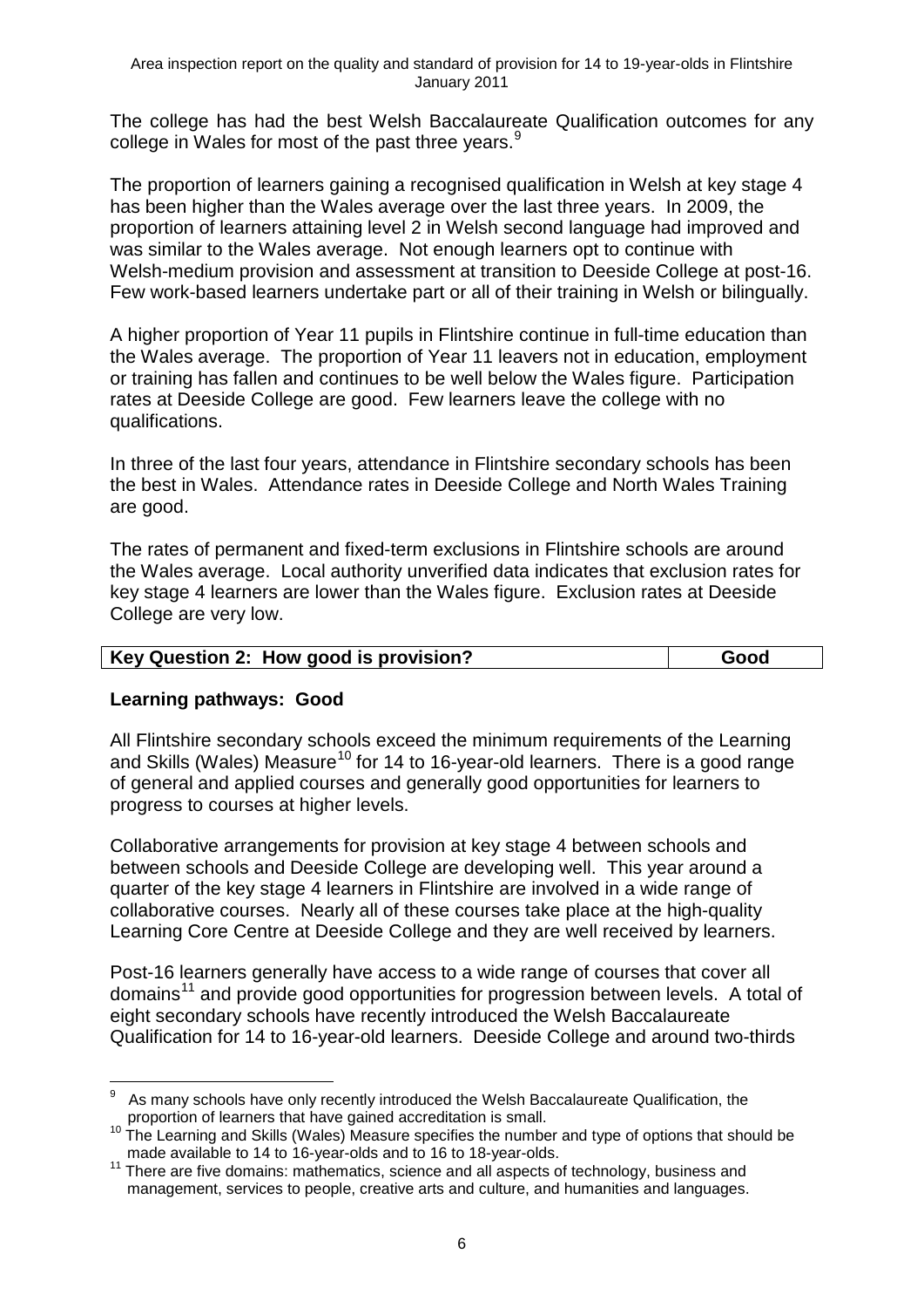The college has had the best Welsh Baccalaureate Qualification outcomes for any college in Wales for most of the past three years.[9]

The proportion of learners gaining a recognised qualification in Welsh at key stage 4 has been higher than the Wales average over the last three years. In 2009, the proportion of learners attaining level 2 in Welsh second language had improved and was similar to the Wales average. Not enough learners opt to continue with Welsh-medium provision and assessment at transition to Deeside College at post-16. Few work-based learners undertake part or all of their training in Welsh or bilingually.

A higher proportion of Year 11 pupils in Flintshire continue in full-time education than the Wales average. The proportion of Year 11 leavers not in education, employment or training has fallen and continues to be well below the Wales figure. Participation rates at Deeside College are good. Few learners leave the college with no qualifications.

In three of the last four years, attendance in Flintshire secondary schools has been the best in Wales. Attendance rates in Deeside College and North Wales Training are good.

The rates of permanent and fixed-term exclusions in Flintshire schools are around the Wales average. Local authority unverified data indicates that exclusion rates for key stage 4 learners are lower than the Wales figure. Exclusion rates at Deeside College are very low.

| Key Question 2: How good is provision? | Good |
|---|---|

**Learning pathways: Good**

All Flintshire secondary schools exceed the minimum requirements of the Learning and Skills (Wales) Measure[10] for 14 to 16-year-old learners. There is a good range of general and applied courses and generally good opportunities for learners to progress to courses at higher levels.

Collaborative arrangements for provision at key stage 4 between schools and between schools and Deeside College are developing well. This year around a quarter of the key stage 4 learners in Flintshire are involved in a wide range of collaborative courses. Nearly all of these courses take place at the high-quality Learning Core Centre at Deeside College and they are well received by learners.

Post-16 learners generally have access to a wide range of courses that cover all domains[11] and provide good opportunities for progression between levels. A total of eight secondary schools have recently introduced the Welsh Baccalaureate Qualification for 14 to 16-year-old learners. Deeside College and around two-thirds

---

[9] As many schools have only recently introduced the Welsh Baccalaureate Qualification, the proportion of learners that have gained accreditation is small.

[10] The Learning and Skills (Wales) Measure specifies the number and type of options that should be made available to 14 to 16-year-olds and to 16 to 18-year-olds.

[11] There are five domains: mathematics, science and all aspects of technology, business and management, services to people, creative arts and culture, and humanities and languages.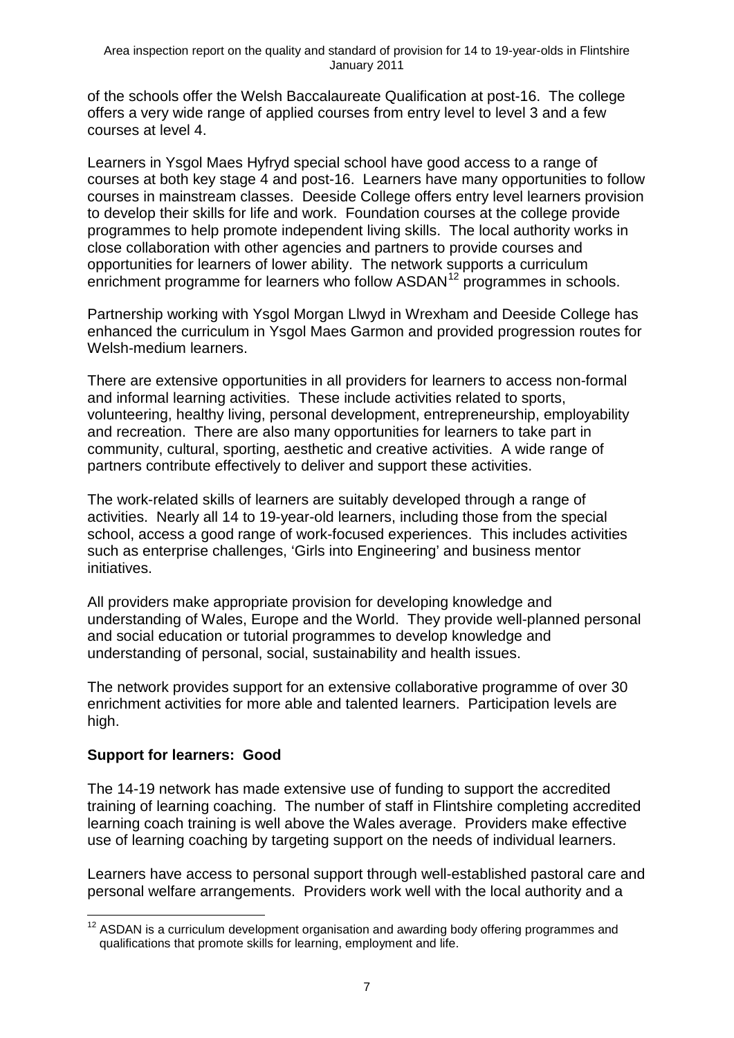of the schools offer the Welsh Baccalaureate Qualification at post-16. The college offers a very wide range of applied courses from entry level to level 3 and a few courses at level 4.

Learners in Ysgol Maes Hyfryd special school have good access to a range of courses at both key stage 4 and post-16. Learners have many opportunities to follow courses in mainstream classes. Deeside College offers entry level learners provision to develop their skills for life and work. Foundation courses at the college provide programmes to help promote independent living skills. The local authority works in close collaboration with other agencies and partners to provide courses and opportunities for learners of lower ability. The network supports a curriculum enrichment programme for learners who follow ASDAN[12] programmes in schools.

Partnership working with Ysgol Morgan Llwyd in Wrexham and Deeside College has enhanced the curriculum in Ysgol Maes Garmon and provided progression routes for Welsh-medium learners.

There are extensive opportunities in all providers for learners to access non-formal and informal learning activities. These include activities related to sports, volunteering, healthy living, personal development, entrepreneurship, employability and recreation. There are also many opportunities for learners to take part in community, cultural, sporting, aesthetic and creative activities. A wide range of partners contribute effectively to deliver and support these activities.

The work-related skills of learners are suitably developed through a range of activities. Nearly all 14 to 19-year-old learners, including those from the special school, access a good range of work-focused experiences. This includes activities such as enterprise challenges, 'Girls into Engineering' and business mentor initiatives.

All providers make appropriate provision for developing knowledge and understanding of Wales, Europe and the World. They provide well-planned personal and social education or tutorial programmes to develop knowledge and understanding of personal, social, sustainability and health issues.

The network provides support for an extensive collaborative programme of over 30 enrichment activities for more able and talented learners. Participation levels are high.

**Support for learners: Good**

The 14-19 network has made extensive use of funding to support the accredited training of learning coaching. The number of staff in Flintshire completing accredited learning coach training is well above the Wales average. Providers make effective use of learning coaching by targeting support on the needs of individual learners.

Learners have access to personal support through well-established pastoral care and personal welfare arrangements. Providers work well with the local authority and a

[12] ASDAN is a curriculum development organisation and awarding body offering programmes and qualifications that promote skills for learning, employment and life.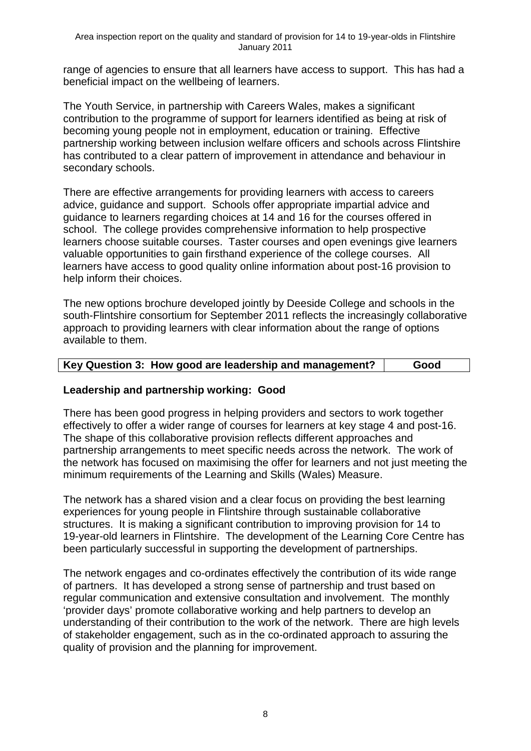range of agencies to ensure that all learners have access to support. This has had a beneficial impact on the wellbeing of learners.

The Youth Service, in partnership with Careers Wales, makes a significant contribution to the programme of support for learners identified as being at risk of becoming young people not in employment, education or training. Effective partnership working between inclusion welfare officers and schools across Flintshire has contributed to a clear pattern of improvement in attendance and behaviour in secondary schools.

There are effective arrangements for providing learners with access to careers advice, guidance and support. Schools offer appropriate impartial advice and guidance to learners regarding choices at 14 and 16 for the courses offered in school. The college provides comprehensive information to help prospective learners choose suitable courses. Taster courses and open evenings give learners valuable opportunities to gain firsthand experience of the college courses. All learners have access to good quality online information about post-16 provision to help inform their choices.

The new options brochure developed jointly by Deeside College and schools in the south-Flintshire consortium for September 2011 reflects the increasingly collaborative approach to providing learners with clear information about the range of options available to them.

| Key Question 3: How good are leadership and management? | Good |
|---|---|

**Leadership and partnership working: Good**

There has been good progress in helping providers and sectors to work together effectively to offer a wider range of courses for learners at key stage 4 and post-16. The shape of this collaborative provision reflects different approaches and partnership arrangements to meet specific needs across the network. The work of the network has focused on maximising the offer for learners and not just meeting the minimum requirements of the Learning and Skills (Wales) Measure.

The network has a shared vision and a clear focus on providing the best learning experiences for young people in Flintshire through sustainable collaborative structures. It is making a significant contribution to improving provision for 14 to 19-year-old learners in Flintshire. The development of the Learning Core Centre has been particularly successful in supporting the development of partnerships.

The network engages and co-ordinates effectively the contribution of its wide range of partners. It has developed a strong sense of partnership and trust based on regular communication and extensive consultation and involvement. The monthly 'provider days' promote collaborative working and help partners to develop an understanding of their contribution to the work of the network. There are high levels of stakeholder engagement, such as in the co-ordinated approach to assuring the quality of provision and the planning for improvement.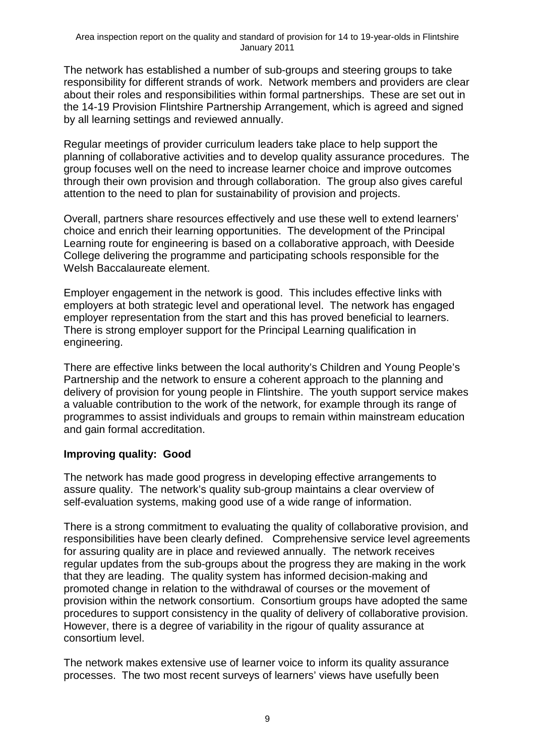The network has established a number of sub-groups and steering groups to take responsibility for different strands of work. Network members and providers are clear about their roles and responsibilities within formal partnerships. These are set out in the 14-19 Provision Flintshire Partnership Arrangement, which is agreed and signed by all learning settings and reviewed annually.

Regular meetings of provider curriculum leaders take place to help support the planning of collaborative activities and to develop quality assurance procedures. The group focuses well on the need to increase learner choice and improve outcomes through their own provision and through collaboration. The group also gives careful attention to the need to plan for sustainability of provision and projects.

Overall, partners share resources effectively and use these well to extend learners' choice and enrich their learning opportunities. The development of the Principal Learning route for engineering is based on a collaborative approach, with Deeside College delivering the programme and participating schools responsible for the Welsh Baccalaureate element.

Employer engagement in the network is good. This includes effective links with employers at both strategic level and operational level. The network has engaged employer representation from the start and this has proved beneficial to learners. There is strong employer support for the Principal Learning qualification in engineering.

There are effective links between the local authority's Children and Young People's Partnership and the network to ensure a coherent approach to the planning and delivery of provision for young people in Flintshire. The youth support service makes a valuable contribution to the work of the network, for example through its range of programmes to assist individuals and groups to remain within mainstream education and gain formal accreditation.

**Improving quality: Good**

The network has made good progress in developing effective arrangements to assure quality. The network's quality sub-group maintains a clear overview of self-evaluation systems, making good use of a wide range of information.

There is a strong commitment to evaluating the quality of collaborative provision, and responsibilities have been clearly defined. Comprehensive service level agreements for assuring quality are in place and reviewed annually. The network receives regular updates from the sub-groups about the progress they are making in the work that they are leading. The quality system has informed decision-making and promoted change in relation to the withdrawal of courses or the movement of provision within the network consortium. Consortium groups have adopted the same procedures to support consistency in the quality of delivery of collaborative provision. However, there is a degree of variability in the rigour of quality assurance at consortium level.

The network makes extensive use of learner voice to inform its quality assurance processes. The two most recent surveys of learners' views have usefully been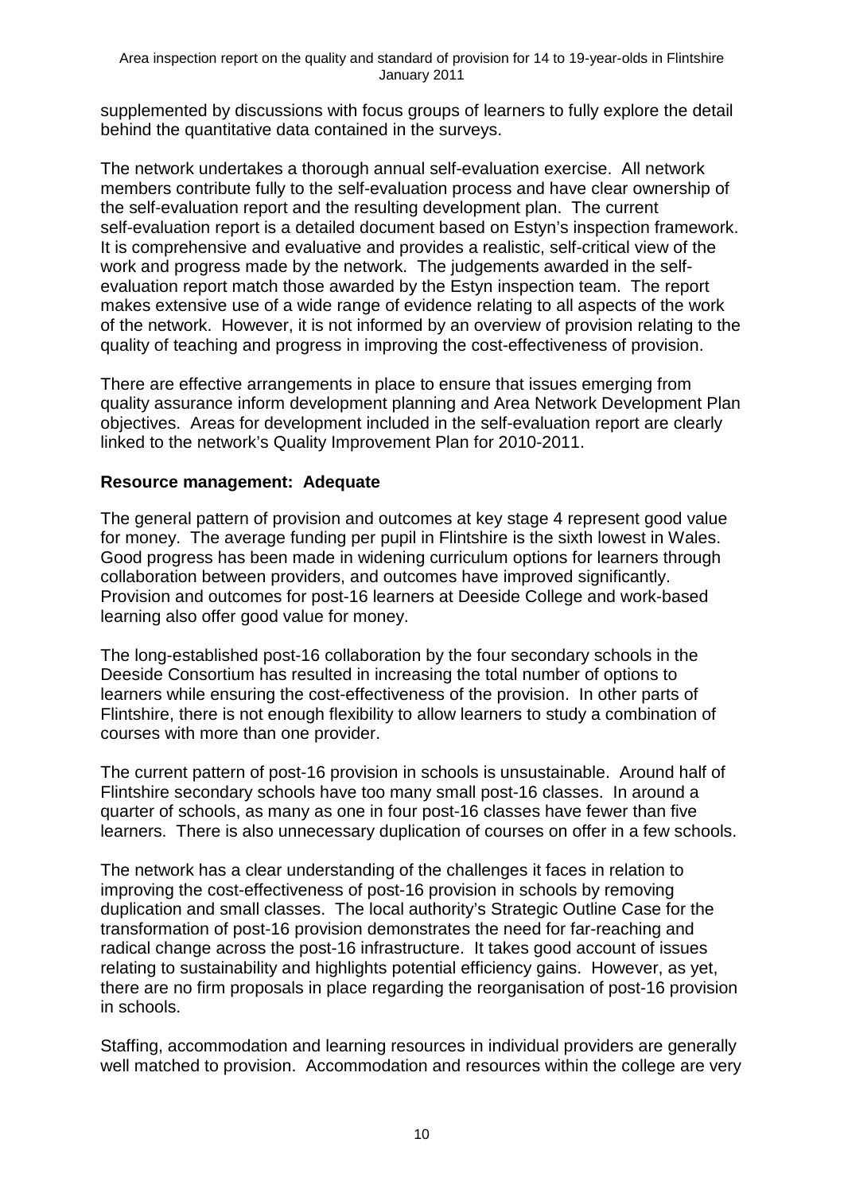supplemented by discussions with focus groups of learners to fully explore the detail behind the quantitative data contained in the surveys.

The network undertakes a thorough annual self-evaluation exercise. All network members contribute fully to the self-evaluation process and have clear ownership of the self-evaluation report and the resulting development plan. The current self-evaluation report is a detailed document based on Estyn's inspection framework. It is comprehensive and evaluative and provides a realistic, self-critical view of the work and progress made by the network. The judgements awarded in the self-evaluation report match those awarded by the Estyn inspection team. The report makes extensive use of a wide range of evidence relating to all aspects of the work of the network. However, it is not informed by an overview of provision relating to the quality of teaching and progress in improving the cost-effectiveness of provision.

There are effective arrangements in place to ensure that issues emerging from quality assurance inform development planning and Area Network Development Plan objectives. Areas for development included in the self-evaluation report are clearly linked to the network's Quality Improvement Plan for 2010-2011.

**Resource management: Adequate**

The general pattern of provision and outcomes at key stage 4 represent good value for money. The average funding per pupil in Flintshire is the sixth lowest in Wales. Good progress has been made in widening curriculum options for learners through collaboration between providers, and outcomes have improved significantly. Provision and outcomes for post-16 learners at Deeside College and work-based learning also offer good value for money.

The long-established post-16 collaboration by the four secondary schools in the Deeside Consortium has resulted in increasing the total number of options to learners while ensuring the cost-effectiveness of the provision. In other parts of Flintshire, there is not enough flexibility to allow learners to study a combination of courses with more than one provider.

The current pattern of post-16 provision in schools is unsustainable. Around half of Flintshire secondary schools have too many small post-16 classes. In around a quarter of schools, as many as one in four post-16 classes have fewer than five learners. There is also unnecessary duplication of courses on offer in a few schools.

The network has a clear understanding of the challenges it faces in relation to improving the cost-effectiveness of post-16 provision in schools by removing duplication and small classes. The local authority's Strategic Outline Case for the transformation of post-16 provision demonstrates the need for far-reaching and radical change across the post-16 infrastructure. It takes good account of issues relating to sustainability and highlights potential efficiency gains. However, as yet, there are no firm proposals in place regarding the reorganisation of post-16 provision in schools.

Staffing, accommodation and learning resources in individual providers are generally well matched to provision. Accommodation and resources within the college are very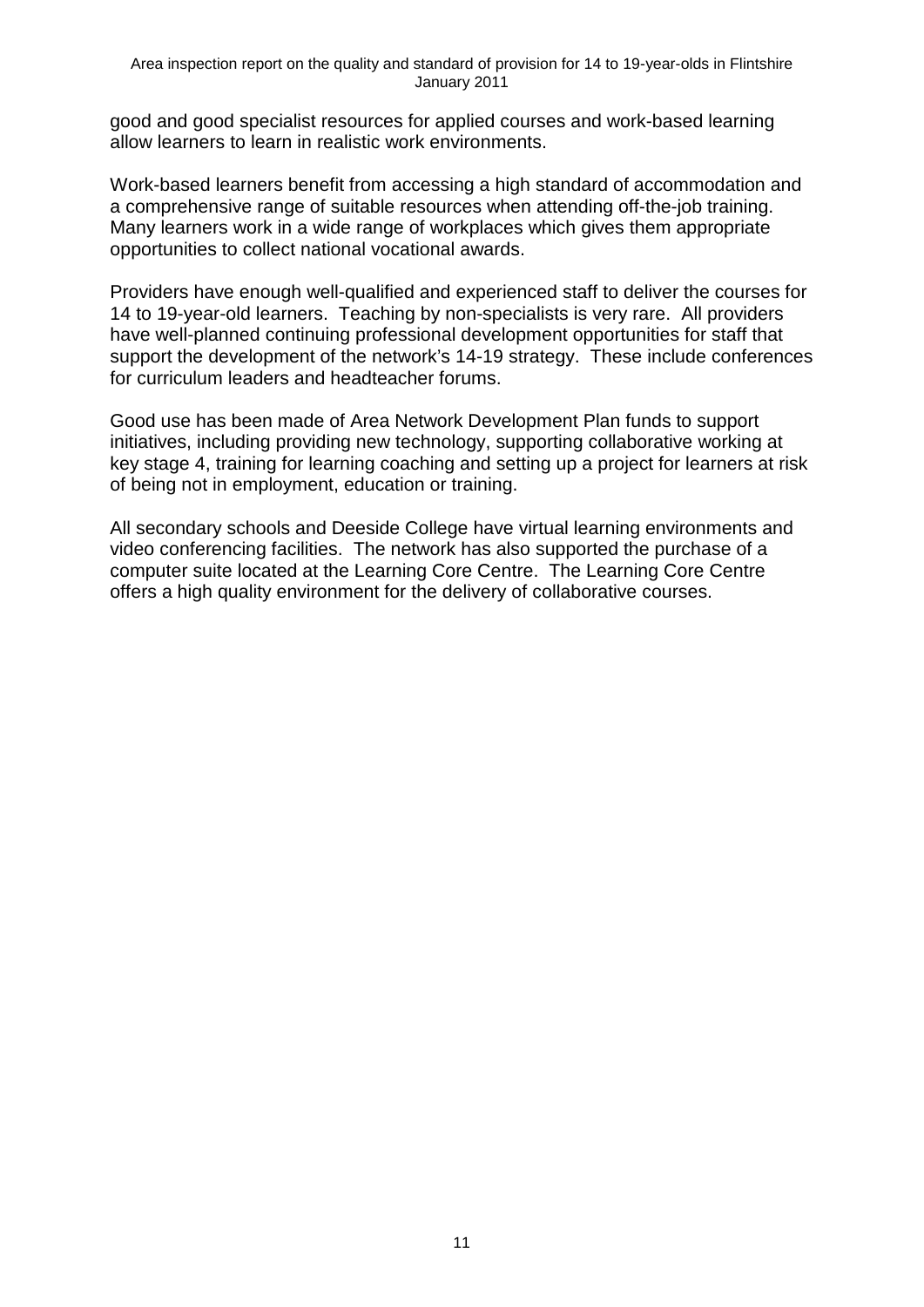good and good specialist resources for applied courses and work-based learning allow learners to learn in realistic work environments.

Work-based learners benefit from accessing a high standard of accommodation and a comprehensive range of suitable resources when attending off-the-job training. Many learners work in a wide range of workplaces which gives them appropriate opportunities to collect national vocational awards.

Providers have enough well-qualified and experienced staff to deliver the courses for 14 to 19-year-old learners. Teaching by non-specialists is very rare. All providers have well-planned continuing professional development opportunities for staff that support the development of the network's 14-19 strategy. These include conferences for curriculum leaders and headteacher forums.

Good use has been made of Area Network Development Plan funds to support initiatives, including providing new technology, supporting collaborative working at key stage 4, training for learning coaching and setting up a project for learners at risk of being not in employment, education or training.

All secondary schools and Deeside College have virtual learning environments and video conferencing facilities. The network has also supported the purchase of a computer suite located at the Learning Core Centre. The Learning Core Centre offers a high quality environment for the delivery of collaborative courses.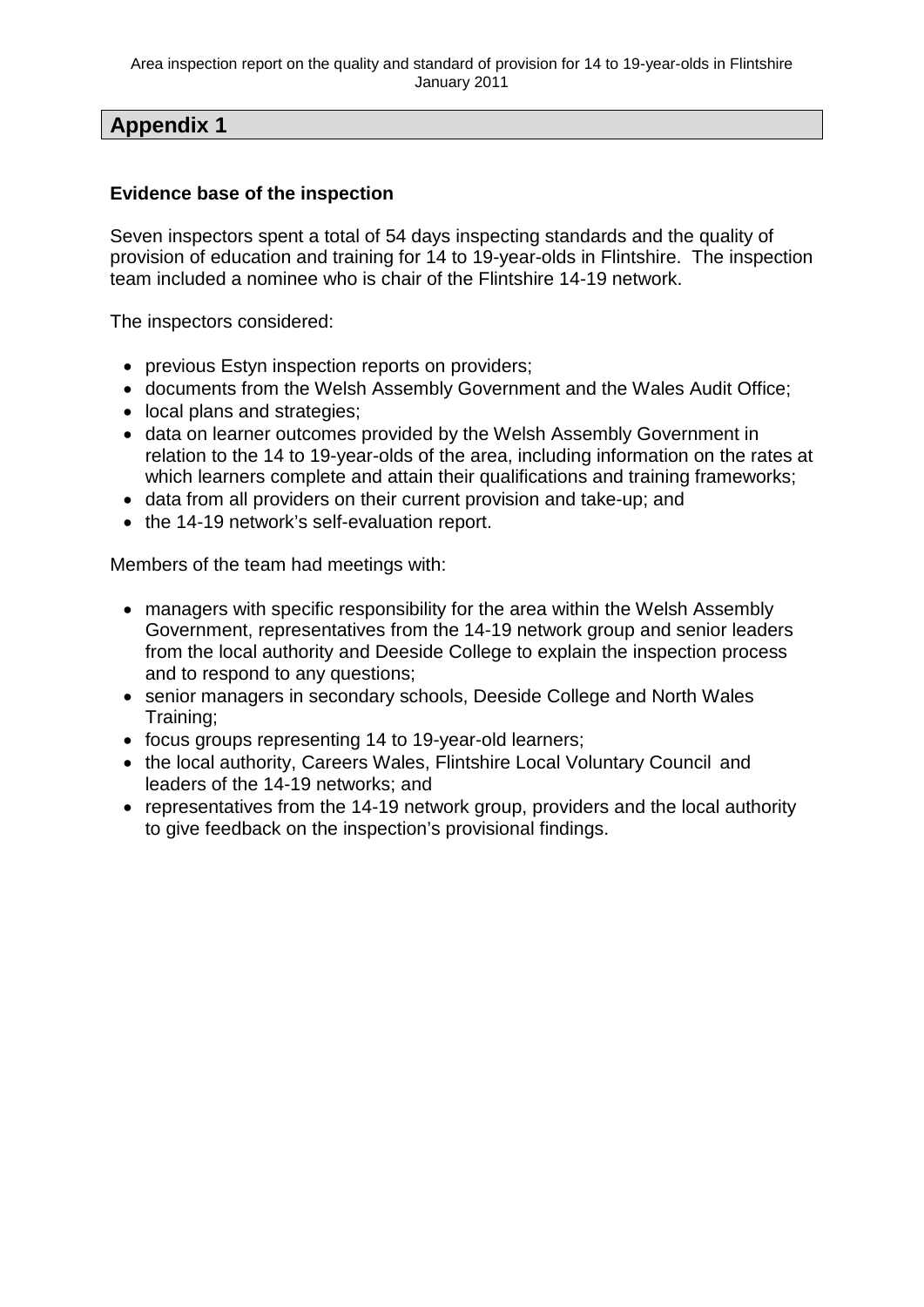## Appendix 1

**Evidence base of the inspection**

Seven inspectors spent a total of 54 days inspecting standards and the quality of provision of education and training for 14 to 19-year-olds in Flintshire. The inspection team included a nominee who is chair of the Flintshire 14-19 network.

The inspectors considered:

- previous Estyn inspection reports on providers;
- documents from the Welsh Assembly Government and the Wales Audit Office;
- local plans and strategies;
- data on learner outcomes provided by the Welsh Assembly Government in relation to the 14 to 19-year-olds of the area, including information on the rates at which learners complete and attain their qualifications and training frameworks;
- data from all providers on their current provision and take-up; and
- the 14-19 network's self-evaluation report.

Members of the team had meetings with:

- managers with specific responsibility for the area within the Welsh Assembly Government, representatives from the 14-19 network group and senior leaders from the local authority and Deeside College to explain the inspection process and to respond to any questions;
- senior managers in secondary schools, Deeside College and North Wales Training;
- focus groups representing 14 to 19-year-old learners;
- the local authority, Careers Wales, Flintshire Local Voluntary Council and leaders of the 14-19 networks; and
- representatives from the 14-19 network group, providers and the local authority to give feedback on the inspection's provisional findings.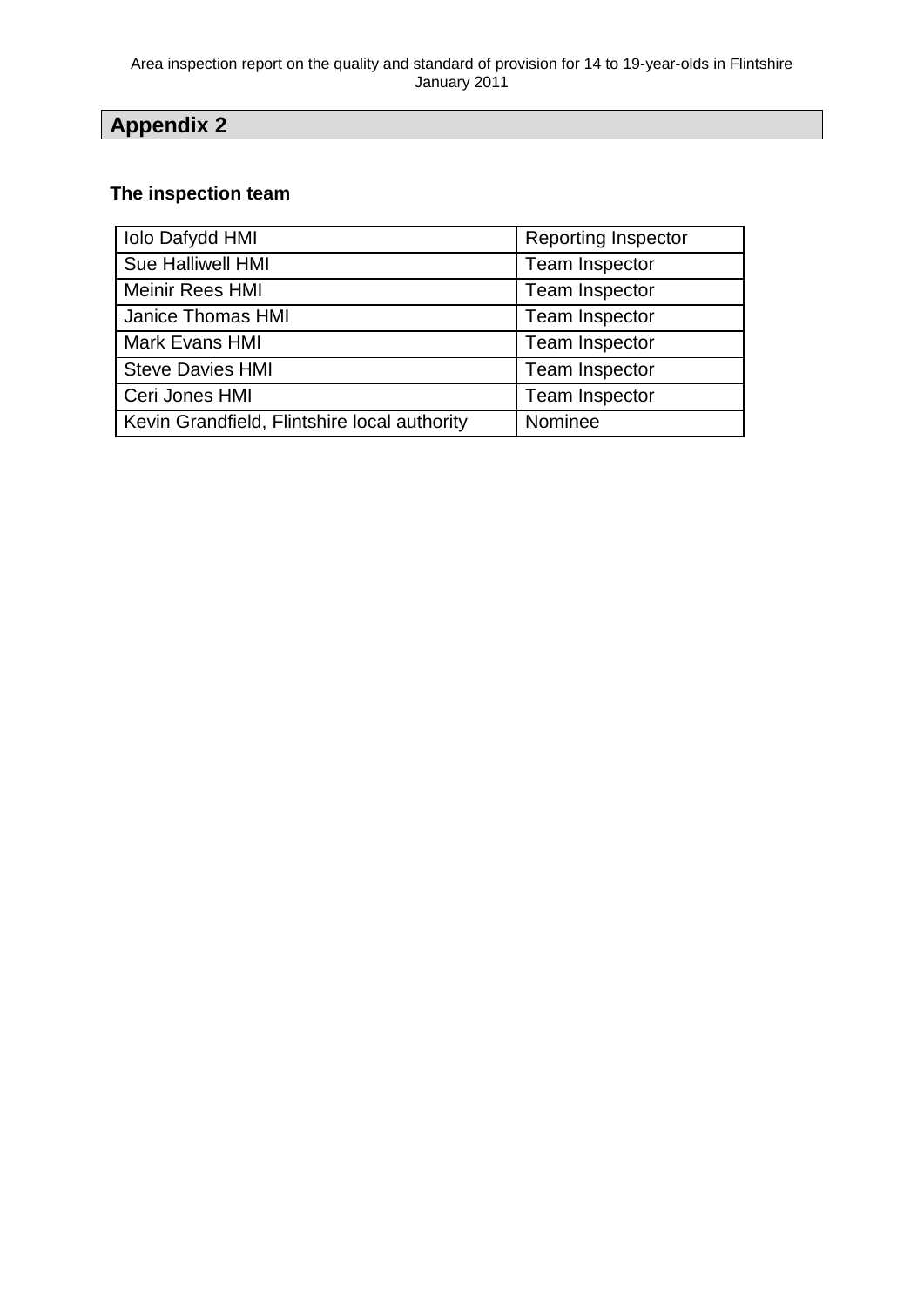## Appendix 2

**The inspection team**

| | |
|---|---|
| Iolo Dafydd HMI | Reporting Inspector |
| Sue Halliwell HMI | Team Inspector |
| Meinir Rees HMI | Team Inspector |
| Janice Thomas HMI | Team Inspector |
| Mark Evans HMI | Team Inspector |
| Steve Davies HMI | Team Inspector |
| Ceri Jones HMI | Team Inspector |
| Kevin Grandfield, Flintshire local authority | Nominee |